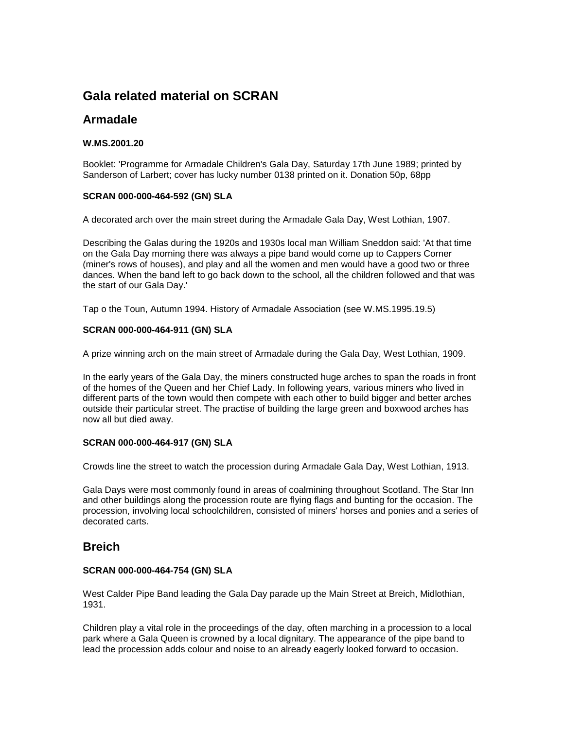# Gala related material on SCRAN

## Armadale

**W.MS.2001.20**

Booklet: 'Programme for Armadale Children's Gala Day, Saturday 17th June 1989; printed by Sanderson of Larbert; cover has lucky number 0138 printed on it. Donation 50p, 68pp

**SCRAN 000-000-464-592 (GN) SLA**

A decorated arch over the main street during the Armadale Gala Day, West Lothian, 1907.

Describing the Galas during the 1920s and 1930s local man William Sneddon said: 'At that time on the Gala Day morning there was always a pipe band would come up to Cappers Corner (miner's rows of houses), and play and all the women and men would have a good two or three dances. When the band left to go back down to the school, all the children followed and that was the start of our Gala Day.'

Tap o the Toun, Autumn 1994. History of Armadale Association (see W.MS.1995.19.5)

**SCRAN 000-000-464-911 (GN) SLA**

A prize winning arch on the main street of Armadale during the Gala Day, West Lothian, 1909.

In the early years of the Gala Day, the miners constructed huge arches to span the roads in front of the homes of the Queen and her Chief Lady. In following years, various miners who lived in different parts of the town would then compete with each other to build bigger and better arches outside their particular street. The practise of building the large green and boxwood arches has now all but died away.

**SCRAN 000-000-464-917 (GN) SLA**

Crowds line the street to watch the procession during Armadale Gala Day, West Lothian, 1913.

Gala Days were most commonly found in areas of coalmining throughout Scotland. The Star Inn and other buildings along the procession route are flying flags and bunting for the occasion. The procession, involving local schoolchildren, consisted of miners' horses and ponies and a series of decorated carts.

## Breich

**SCRAN 000-000-464-754 (GN) SLA**

West Calder Pipe Band leading the Gala Day parade up the Main Street at Breich, Midlothian, 1931.

Children play a vital role in the proceedings of the day, often marching in a procession to a local park where a Gala Queen is crowned by a local dignitary. The appearance of the pipe band to lead the procession adds colour and noise to an already eagerly looked forward to occasion.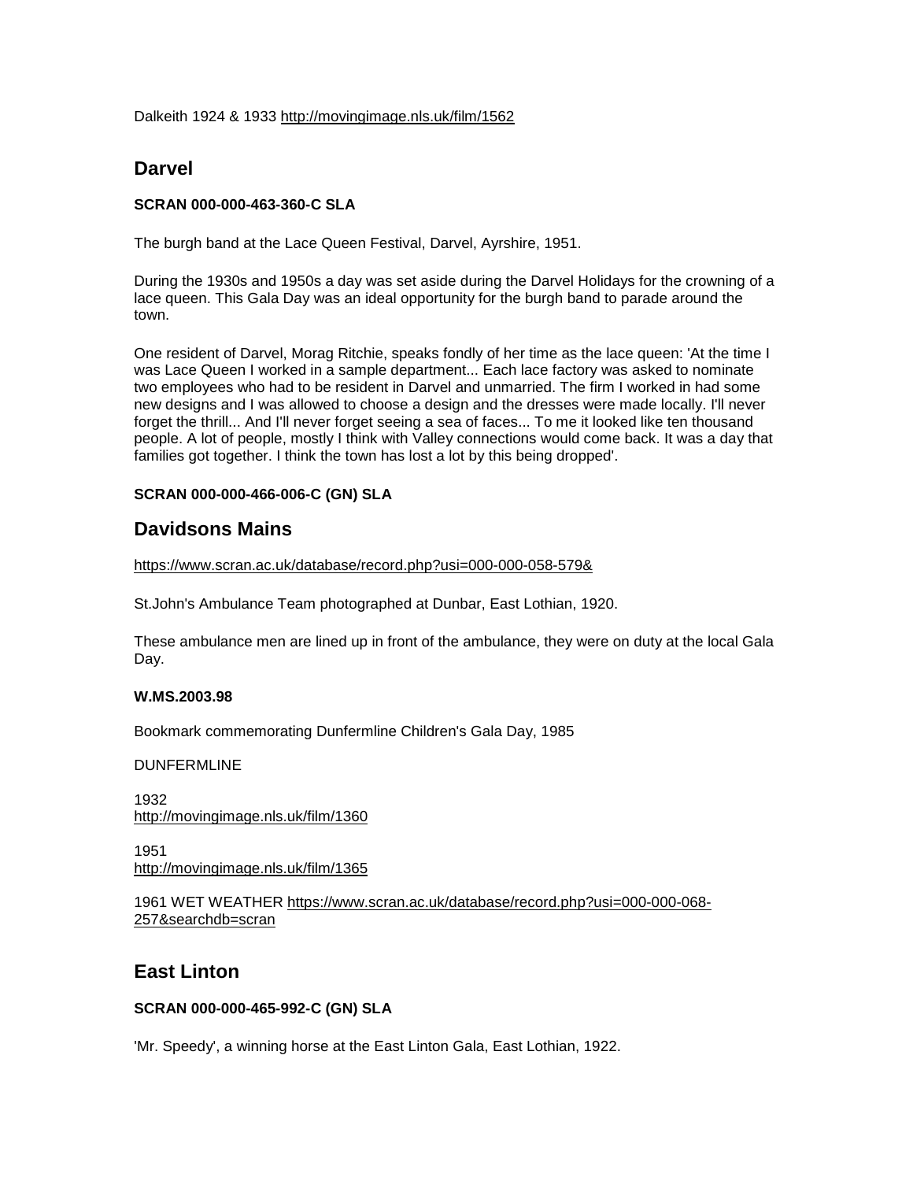Dalkeith 1924 & 1933 http://movingimage.nls.uk/film/1562

## Darvel

**SCRAN 000-000-463-360-C SLA**

The burgh band at the Lace Queen Festival, Darvel, Ayrshire, 1951.

During the 1930s and 1950s a day was set aside during the Darvel Holidays for the crowning of a lace queen. This Gala Day was an ideal opportunity for the burgh band to parade around the town.

One resident of Darvel, Morag Ritchie, speaks fondly of her time as the lace queen: 'At the time I was Lace Queen I worked in a sample department... Each lace factory was asked to nominate two employees who had to be resident in Darvel and unmarried. The firm I worked in had some new designs and I was allowed to choose a design and the dresses were made locally. I'll never forget the thrill... And I'll never forget seeing a sea of faces... To me it looked like ten thousand people. A lot of people, mostly I think with Valley connections would come back. It was a day that families got together. I think the town has lost a lot by this being dropped'.

**SCRAN 000-000-466-006-C (GN) SLA**

## Davidsons Mains

https://www.scran.ac.uk/database/record.php?usi=000-000-058-579&

St.John's Ambulance Team photographed at Dunbar, East Lothian, 1920.

These ambulance men are lined up in front of the ambulance, they were on duty at the local Gala Day.

**W.MS.2003.98**

Bookmark commemorating Dunfermline Children's Gala Day, 1985

DUNFERMLINE

1932
http://movingimage.nls.uk/film/1360

1951
http://movingimage.nls.uk/film/1365

1961 WET WEATHER https://www.scran.ac.uk/database/record.php?usi=000-000-068-257&searchdb=scran

## East Linton

**SCRAN 000-000-465-992-C (GN) SLA**

'Mr. Speedy', a winning horse at the East Linton Gala, East Lothian, 1922.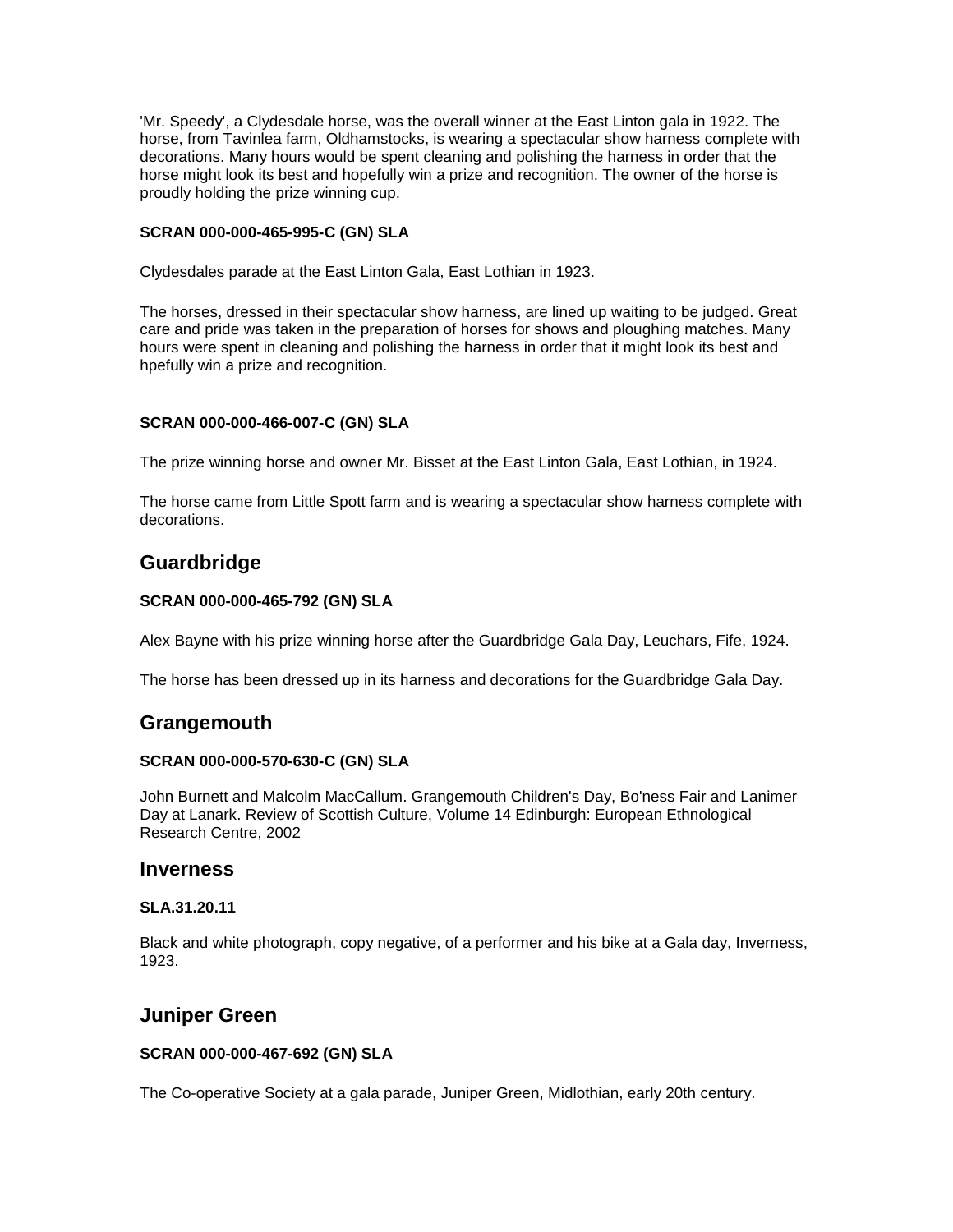'Mr. Speedy', a Clydesdale horse, was the overall winner at the East Linton gala in 1922. The horse, from Tavinlea farm, Oldhamstocks, is wearing a spectacular show harness complete with decorations. Many hours would be spent cleaning and polishing the harness in order that the horse might look its best and hopefully win a prize and recognition. The owner of the horse is proudly holding the prize winning cup.

**SCRAN 000-000-465-995-C (GN) SLA**

Clydesdales parade at the East Linton Gala, East Lothian in 1923.

The horses, dressed in their spectacular show harness, are lined up waiting to be judged. Great care and pride was taken in the preparation of horses for shows and ploughing matches. Many hours were spent in cleaning and polishing the harness in order that it might look its best and hpefully win a prize and recognition.

**SCRAN 000-000-466-007-C (GN) SLA**

The prize winning horse and owner Mr. Bisset at the East Linton Gala, East Lothian, in 1924.

The horse came from Little Spott farm and is wearing a spectacular show harness complete with decorations.

## Guardbridge

**SCRAN 000-000-465-792 (GN) SLA**

Alex Bayne with his prize winning horse after the Guardbridge Gala Day, Leuchars, Fife, 1924.

The horse has been dressed up in its harness and decorations for the Guardbridge Gala Day.

## Grangemouth

**SCRAN 000-000-570-630-C (GN) SLA**

John Burnett and Malcolm MacCallum. Grangemouth Children's Day, Bo'ness Fair and Lanimer Day at Lanark. Review of Scottish Culture, Volume 14 Edinburgh: European Ethnological Research Centre, 2002

## Inverness

**SLA.31.20.11**

Black and white photograph, copy negative, of a performer and his bike at a Gala day, Inverness, 1923.

## Juniper Green

**SCRAN 000-000-467-692 (GN) SLA**

The Co-operative Society at a gala parade, Juniper Green, Midlothian, early 20th century.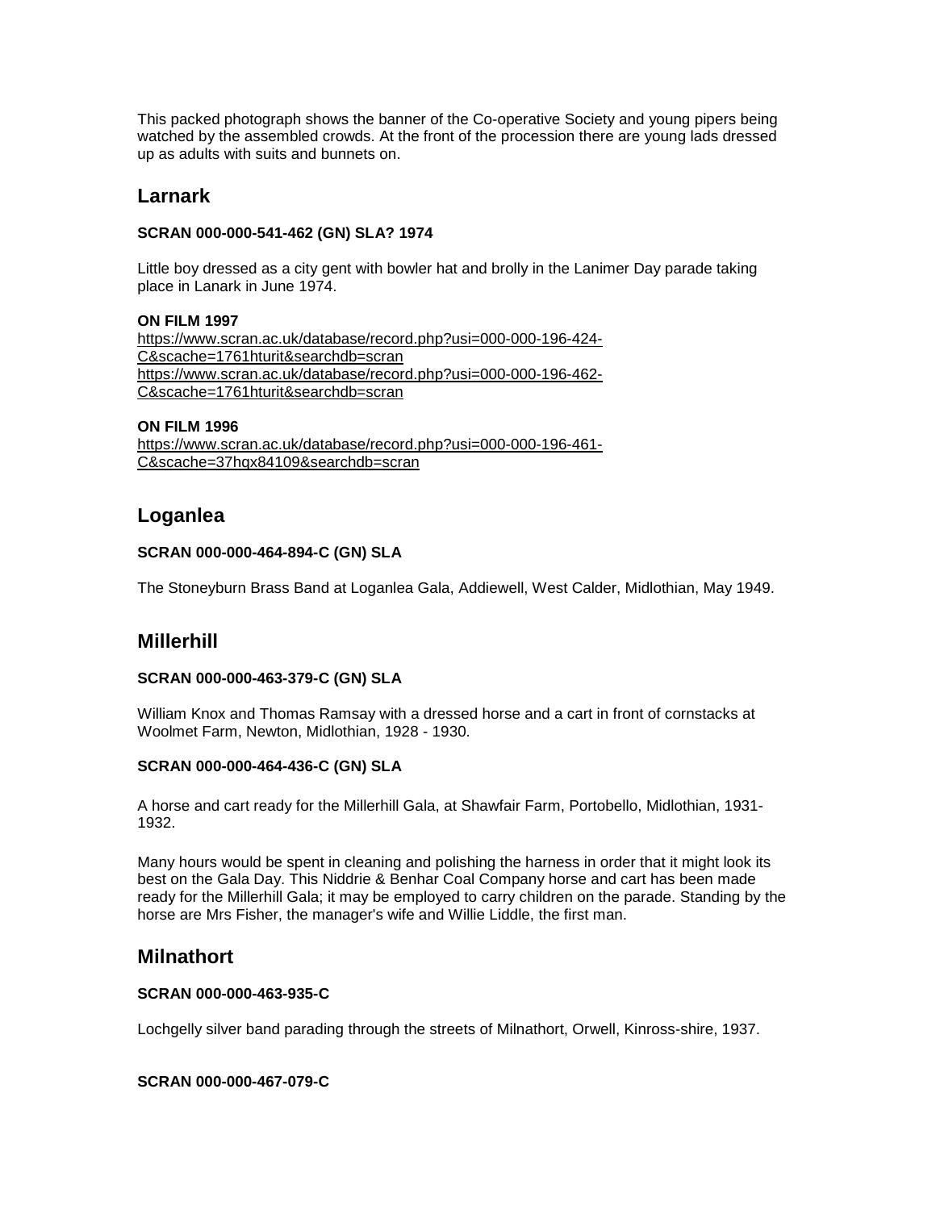This packed photograph shows the banner of the Co-operative Society and young pipers being watched by the assembled crowds. At the front of the procession there are young lads dressed up as adults with suits and bunnets on.

## Larnark

**SCRAN 000-000-541-462 (GN) SLA? 1974**

Little boy dressed as a city gent with bowler hat and brolly in the Lanimer Day parade taking place in Lanark in June 1974.

**ON FILM 1997**
https://www.scran.ac.uk/database/record.php?usi=000-000-196-424-C&scache=1761hturit&searchdb=scran
https://www.scran.ac.uk/database/record.php?usi=000-000-196-462-C&scache=1761hturit&searchdb=scran

**ON FILM 1996**
https://www.scran.ac.uk/database/record.php?usi=000-000-196-461-C&scache=37hqx84109&searchdb=scran

## Loganlea

**SCRAN 000-000-464-894-C (GN) SLA**

The Stoneyburn Brass Band at Loganlea Gala, Addiewell, West Calder, Midlothian, May 1949.

## Millerhill

**SCRAN 000-000-463-379-C (GN) SLA**

William Knox and Thomas Ramsay with a dressed horse and a cart in front of cornstacks at Woolmet Farm, Newton, Midlothian, 1928 - 1930.

**SCRAN 000-000-464-436-C (GN) SLA**

A horse and cart ready for the Millerhill Gala, at Shawfair Farm, Portobello, Midlothian, 1931-1932.

Many hours would be spent in cleaning and polishing the harness in order that it might look its best on the Gala Day. This Niddrie & Benhar Coal Company horse and cart has been made ready for the Millerhill Gala; it may be employed to carry children on the parade. Standing by the horse are Mrs Fisher, the manager's wife and Willie Liddle, the first man.

## Milnathort

**SCRAN 000-000-463-935-C**

Lochgelly silver band parading through the streets of Milnathort, Orwell, Kinross-shire, 1937.

**SCRAN 000-000-467-079-C**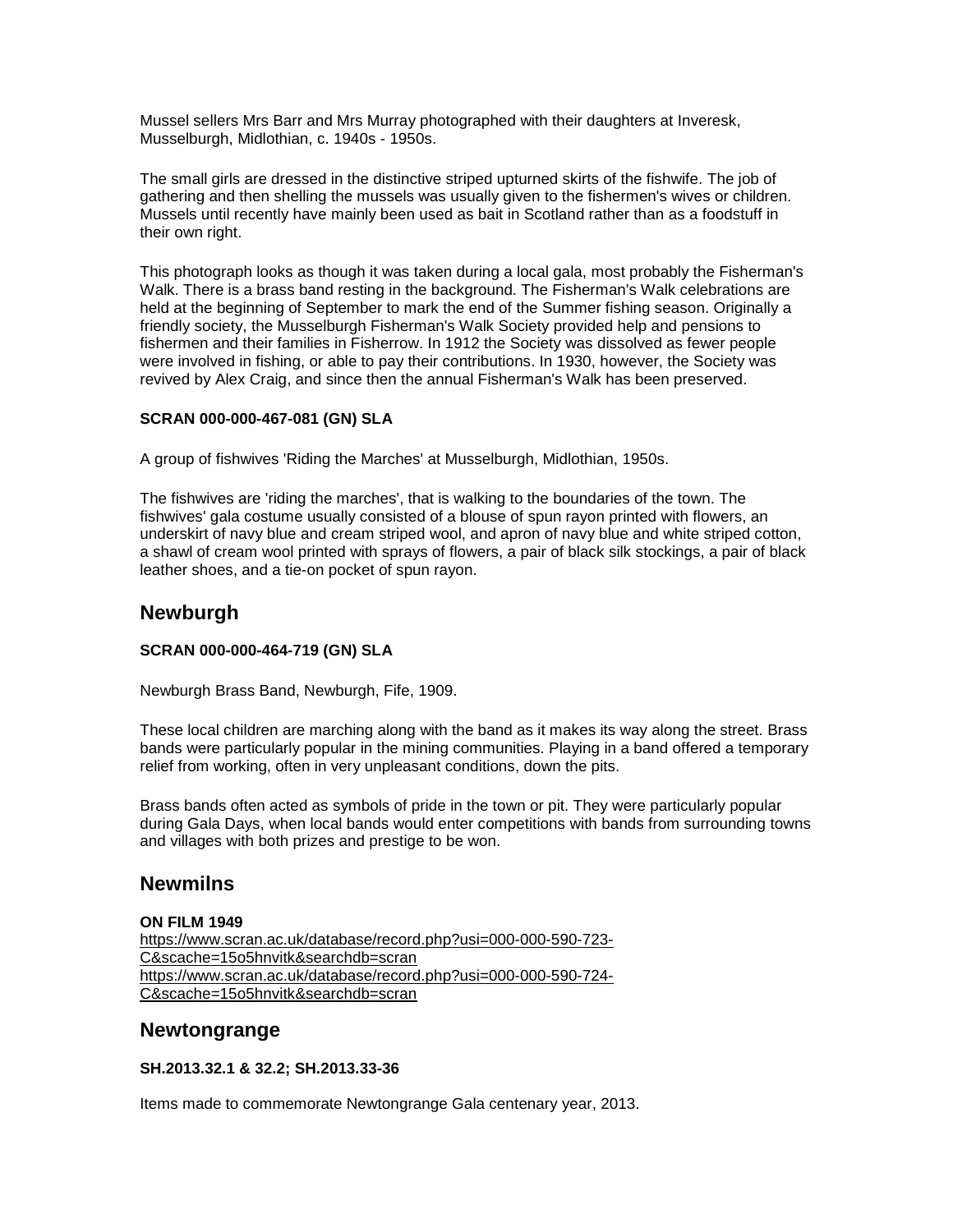Mussel sellers Mrs Barr and Mrs Murray photographed with their daughters at Inveresk, Musselburgh, Midlothian, c. 1940s - 1950s.

The small girls are dressed in the distinctive striped upturned skirts of the fishwife. The job of gathering and then shelling the mussels was usually given to the fishermen's wives or children. Mussels until recently have mainly been used as bait in Scotland rather than as a foodstuff in their own right.

This photograph looks as though it was taken during a local gala, most probably the Fisherman's Walk. There is a brass band resting in the background. The Fisherman's Walk celebrations are held at the beginning of September to mark the end of the Summer fishing season. Originally a friendly society, the Musselburgh Fisherman's Walk Society provided help and pensions to fishermen and their families in Fisherrow. In 1912 the Society was dissolved as fewer people were involved in fishing, or able to pay their contributions. In 1930, however, the Society was revived by Alex Craig, and since then the annual Fisherman's Walk has been preserved.

**SCRAN 000-000-467-081 (GN) SLA**

A group of fishwives 'Riding the Marches' at Musselburgh, Midlothian, 1950s.

The fishwives are 'riding the marches', that is walking to the boundaries of the town. The fishwives' gala costume usually consisted of a blouse of spun rayon printed with flowers, an underskirt of navy blue and cream striped wool, and apron of navy blue and white striped cotton, a shawl of cream wool printed with sprays of flowers, a pair of black silk stockings, a pair of black leather shoes, and a tie-on pocket of spun rayon.

## Newburgh

**SCRAN 000-000-464-719 (GN) SLA**

Newburgh Brass Band, Newburgh, Fife, 1909.

These local children are marching along with the band as it makes its way along the street. Brass bands were particularly popular in the mining communities. Playing in a band offered a temporary relief from working, often in very unpleasant conditions, down the pits.

Brass bands often acted as symbols of pride in the town or pit. They were particularly popular during Gala Days, when local bands would enter competitions with bands from surrounding towns and villages with both prizes and prestige to be won.

## Newmilns

**ON FILM 1949**
https://www.scran.ac.uk/database/record.php?usi=000-000-590-723-C&scache=15o5hnvitk&searchdb=scran
https://www.scran.ac.uk/database/record.php?usi=000-000-590-724-C&scache=15o5hnvitk&searchdb=scran

## Newtongrange

**SH.2013.32.1 & 32.2; SH.2013.33-36**

Items made to commemorate Newtongrange Gala centenary year, 2013.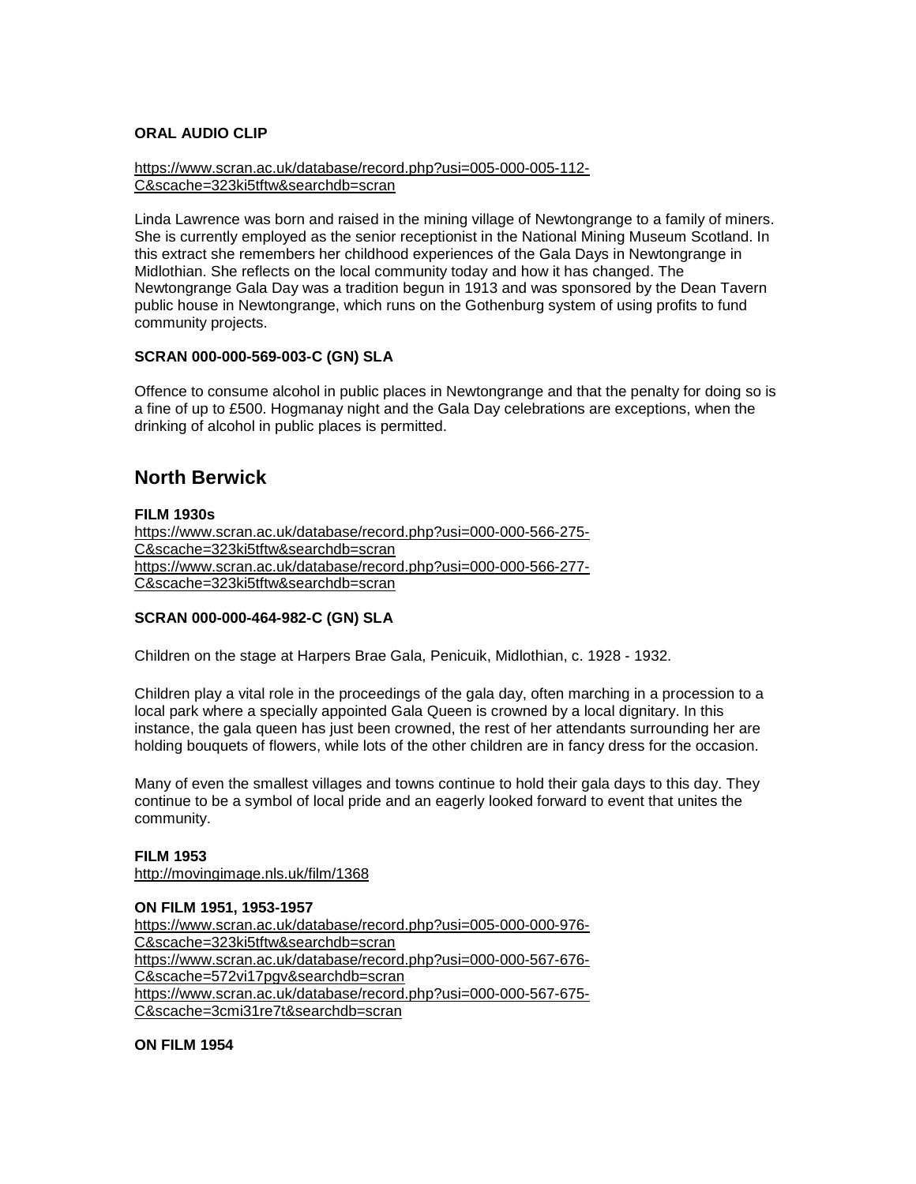**ORAL AUDIO CLIP**

https://www.scran.ac.uk/database/record.php?usi=005-000-005-112-C&scache=323ki5tftw&searchdb=scran

Linda Lawrence was born and raised in the mining village of Newtongrange to a family of miners. She is currently employed as the senior receptionist in the National Mining Museum Scotland. In this extract she remembers her childhood experiences of the Gala Days in Newtongrange in Midlothian. She reflects on the local community today and how it has changed. The Newtongrange Gala Day was a tradition begun in 1913 and was sponsored by the Dean Tavern public house in Newtongrange, which runs on the Gothenburg system of using profits to fund community projects.

**SCRAN 000-000-569-003-C (GN) SLA**

Offence to consume alcohol in public places in Newtongrange and that the penalty for doing so is a fine of up to £500. Hogmanay night and the Gala Day celebrations are exceptions, when the drinking of alcohol in public places is permitted.

## North Berwick

**FILM 1930s**
https://www.scran.ac.uk/database/record.php?usi=000-000-566-275-C&scache=323ki5tftw&searchdb=scran
https://www.scran.ac.uk/database/record.php?usi=000-000-566-277-C&scache=323ki5tftw&searchdb=scran

**SCRAN 000-000-464-982-C (GN) SLA**

Children on the stage at Harpers Brae Gala, Penicuik, Midlothian, c. 1928 - 1932.

Children play a vital role in the proceedings of the gala day, often marching in a procession to a local park where a specially appointed Gala Queen is crowned by a local dignitary. In this instance, the gala queen has just been crowned, the rest of her attendants surrounding her are holding bouquets of flowers, while lots of the other children are in fancy dress for the occasion.

Many of even the smallest villages and towns continue to hold their gala days to this day. They continue to be a symbol of local pride and an eagerly looked forward to event that unites the community.

**FILM 1953**
http://movingimage.nls.uk/film/1368

**ON FILM 1951, 1953-1957**
https://www.scran.ac.uk/database/record.php?usi=005-000-000-976-C&scache=323ki5tftw&searchdb=scran
https://www.scran.ac.uk/database/record.php?usi=000-000-567-676-C&scache=572vi17pgv&searchdb=scran
https://www.scran.ac.uk/database/record.php?usi=000-000-567-675-C&scache=3cmi31re7t&searchdb=scran

**ON FILM 1954**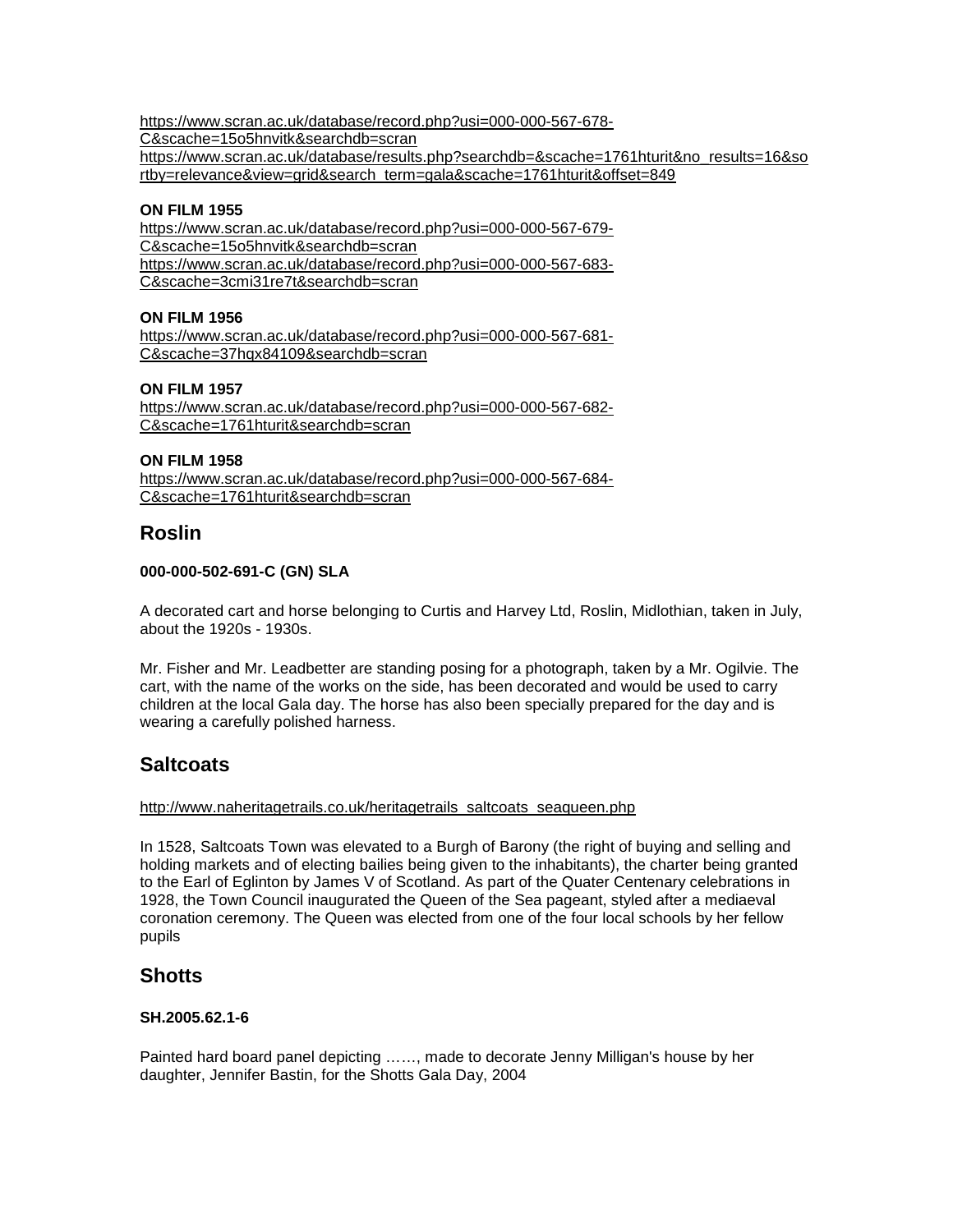https://www.scran.ac.uk/database/record.php?usi=000-000-567-678-C&scache=15o5hnvitk&searchdb=scran
https://www.scran.ac.uk/database/results.php?searchdb=&scache=1761hturit&no_results=16&sortby=relevance&view=grid&search_term=gala&scache=1761hturit&offset=849

**ON FILM 1955**
https://www.scran.ac.uk/database/record.php?usi=000-000-567-679-C&scache=15o5hnvitk&searchdb=scran
https://www.scran.ac.uk/database/record.php?usi=000-000-567-683-C&scache=3cmi31re7t&searchdb=scran

**ON FILM 1956**
https://www.scran.ac.uk/database/record.php?usi=000-000-567-681-C&scache=37hqx84109&searchdb=scran

**ON FILM 1957**
https://www.scran.ac.uk/database/record.php?usi=000-000-567-682-C&scache=1761hturit&searchdb=scran

**ON FILM 1958**
https://www.scran.ac.uk/database/record.php?usi=000-000-567-684-C&scache=1761hturit&searchdb=scran

## Roslin

**000-000-502-691-C (GN) SLA**

A decorated cart and horse belonging to Curtis and Harvey Ltd, Roslin, Midlothian, taken in July, about the 1920s - 1930s.

Mr. Fisher and Mr. Leadbetter are standing posing for a photograph, taken by a Mr. Ogilvie. The cart, with the name of the works on the side, has been decorated and would be used to carry children at the local Gala day. The horse has also been specially prepared for the day and is wearing a carefully polished harness.

## Saltcoats

http://www.naheritagetrails.co.uk/heritagetrails_saltcoats_seaqueen.php

In 1528, Saltcoats Town was elevated to a Burgh of Barony (the right of buying and selling and holding markets and of electing bailies being given to the inhabitants), the charter being granted to the Earl of Eglinton by James V of Scotland. As part of the Quater Centenary celebrations in 1928, the Town Council inaugurated the Queen of the Sea pageant, styled after a mediaeval coronation ceremony. The Queen was elected from one of the four local schools by her fellow pupils

## Shotts

**SH.2005.62.1-6**

Painted hard board panel depicting ……, made to decorate Jenny Milligan's house by her daughter, Jennifer Bastin, for the Shotts Gala Day, 2004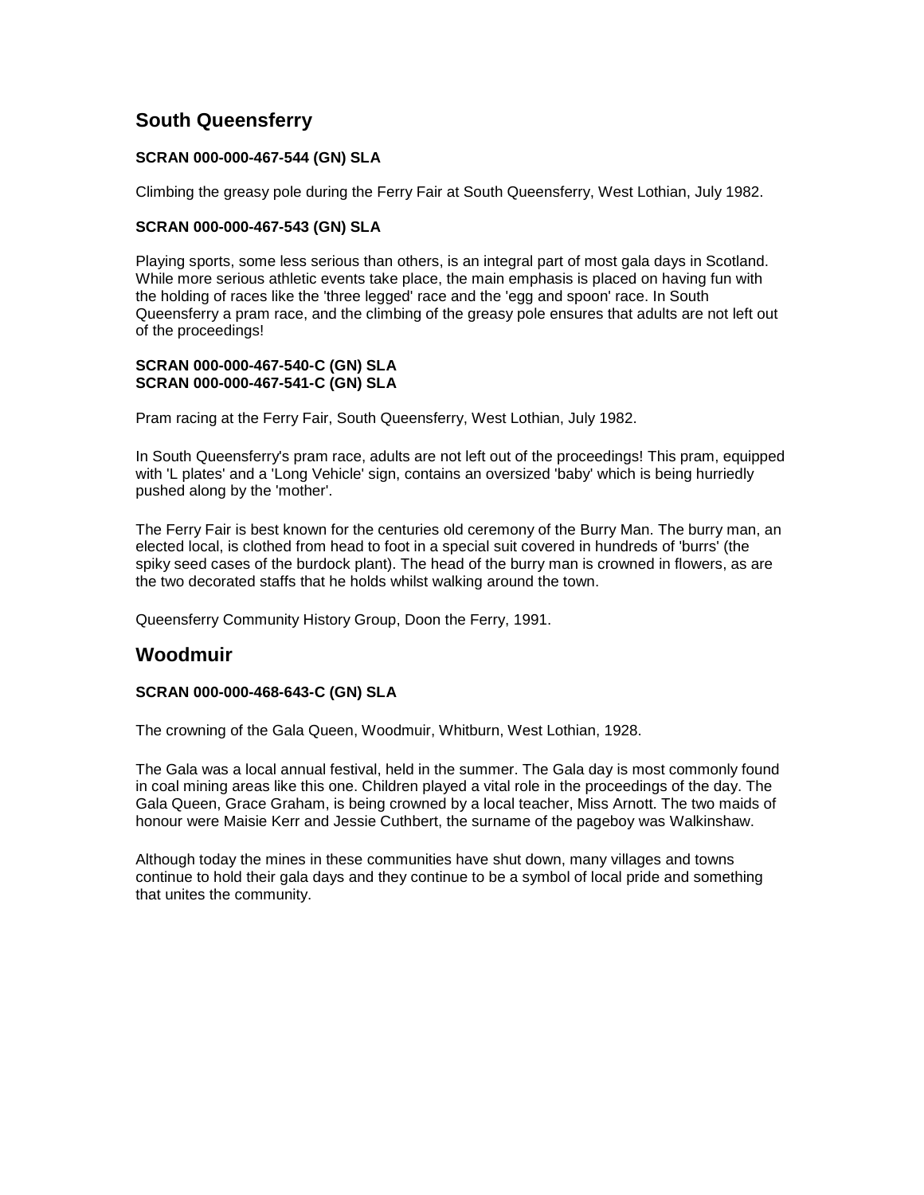## South Queensferry

**SCRAN 000-000-467-544 (GN) SLA**

Climbing the greasy pole during the Ferry Fair at South Queensferry, West Lothian, July 1982.

**SCRAN 000-000-467-543 (GN) SLA**

Playing sports, some less serious than others, is an integral part of most gala days in Scotland. While more serious athletic events take place, the main emphasis is placed on having fun with the holding of races like the 'three legged' race and the 'egg and spoon' race. In South Queensferry a pram race, and the climbing of the greasy pole ensures that adults are not left out of the proceedings!

**SCRAN 000-000-467-540-C (GN) SLA**
**SCRAN 000-000-467-541-C (GN) SLA**

Pram racing at the Ferry Fair, South Queensferry, West Lothian, July 1982.

In South Queensferry's pram race, adults are not left out of the proceedings! This pram, equipped with 'L plates' and a 'Long Vehicle' sign, contains an oversized 'baby' which is being hurriedly pushed along by the 'mother'.

The Ferry Fair is best known for the centuries old ceremony of the Burry Man. The burry man, an elected local, is clothed from head to foot in a special suit covered in hundreds of 'burrs' (the spiky seed cases of the burdock plant). The head of the burry man is crowned in flowers, as are the two decorated staffs that he holds whilst walking around the town.

Queensferry Community History Group, Doon the Ferry, 1991.

## Woodmuir

**SCRAN 000-000-468-643-C (GN) SLA**

The crowning of the Gala Queen, Woodmuir, Whitburn, West Lothian, 1928.

The Gala was a local annual festival, held in the summer. The Gala day is most commonly found in coal mining areas like this one. Children played a vital role in the proceedings of the day. The Gala Queen, Grace Graham, is being crowned by a local teacher, Miss Arnott. The two maids of honour were Maisie Kerr and Jessie Cuthbert, the surname of the pageboy was Walkinshaw.

Although today the mines in these communities have shut down, many villages and towns continue to hold their gala days and they continue to be a symbol of local pride and something that unites the community.